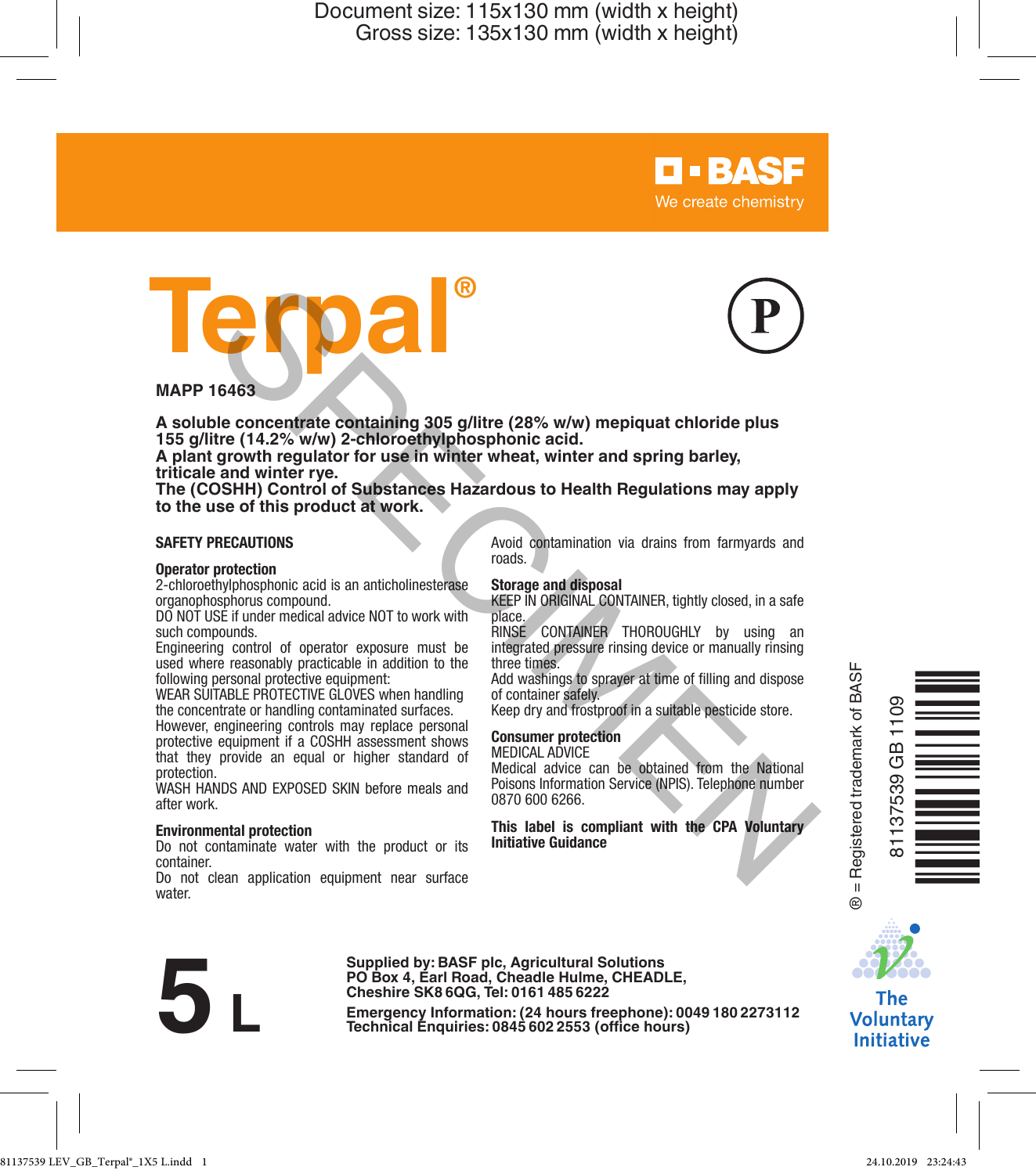Document size: 115x130 mm (width x height)
Gross size: 135x130 mm (width x height)

BASF
We create chemistry

# Terpal®

P

**MAPP 16463**

**A soluble concentrate containing 305 g/litre (28% w/w) mepiquat chloride plus 155 g/litre (14.2% w/w) 2-chloroethylphosphonic acid.**
**A plant growth regulator for use in winter wheat, winter and spring barley, triticale and winter rye.**
**The (COSHH) Control of Substances Hazardous to Health Regulations may apply to the use of this product at work.**

## SAFETY PRECAUTIONS

### Operator protection

2-chloroethylphosphonic acid is an anticholinesterase organophosphorus compound.
DO NOT USE if under medical advice NOT to work with such compounds.
Engineering control of operator exposure must be used where reasonably practicable in addition to the following personal protective equipment:
WEAR SUITABLE PROTECTIVE GLOVES when handling the concentrate or handling contaminated surfaces.
However, engineering controls may replace personal protective equipment if a COSHH assessment shows that they provide an equal or higher standard of protection.
WASH HANDS AND EXPOSED SKIN before meals and after work.

### Environmental protection

Do not contaminate water with the product or its container.
Do not clean application equipment near surface water.
Avoid contamination via drains from farmyards and roads.

### Storage and disposal

KEEP IN ORIGINAL CONTAINER, tightly closed, in a safe place.
RINSE CONTAINER THOROUGHLY by using an integrated pressure rinsing device or manually rinsing three times.
Add washings to sprayer at time of filling and dispose of container safely.
Keep dry and frostproof in a suitable pesticide store.

### Consumer protection

MEDICAL ADVICE
Medical advice can be obtained from the National Poisons Information Service (NPIS). Telephone number 0870 600 6266.

**This label is compliant with the CPA Voluntary Initiative Guidance**

® = Registered trademark of BASF

81137539 GB 1109

**5 L**

**Supplied by: BASF plc, Agricultural Solutions**
**PO Box 4, Earl Road, Cheadle Hulme, CHEADLE, Cheshire SK8 6QG, Tel: 0161 485 6222**
**Emergency Information: (24 hours freephone): 0049 180 2273112**
**Technical Enquiries: 0845 602 2553 (office hours)**

The Voluntary Initiative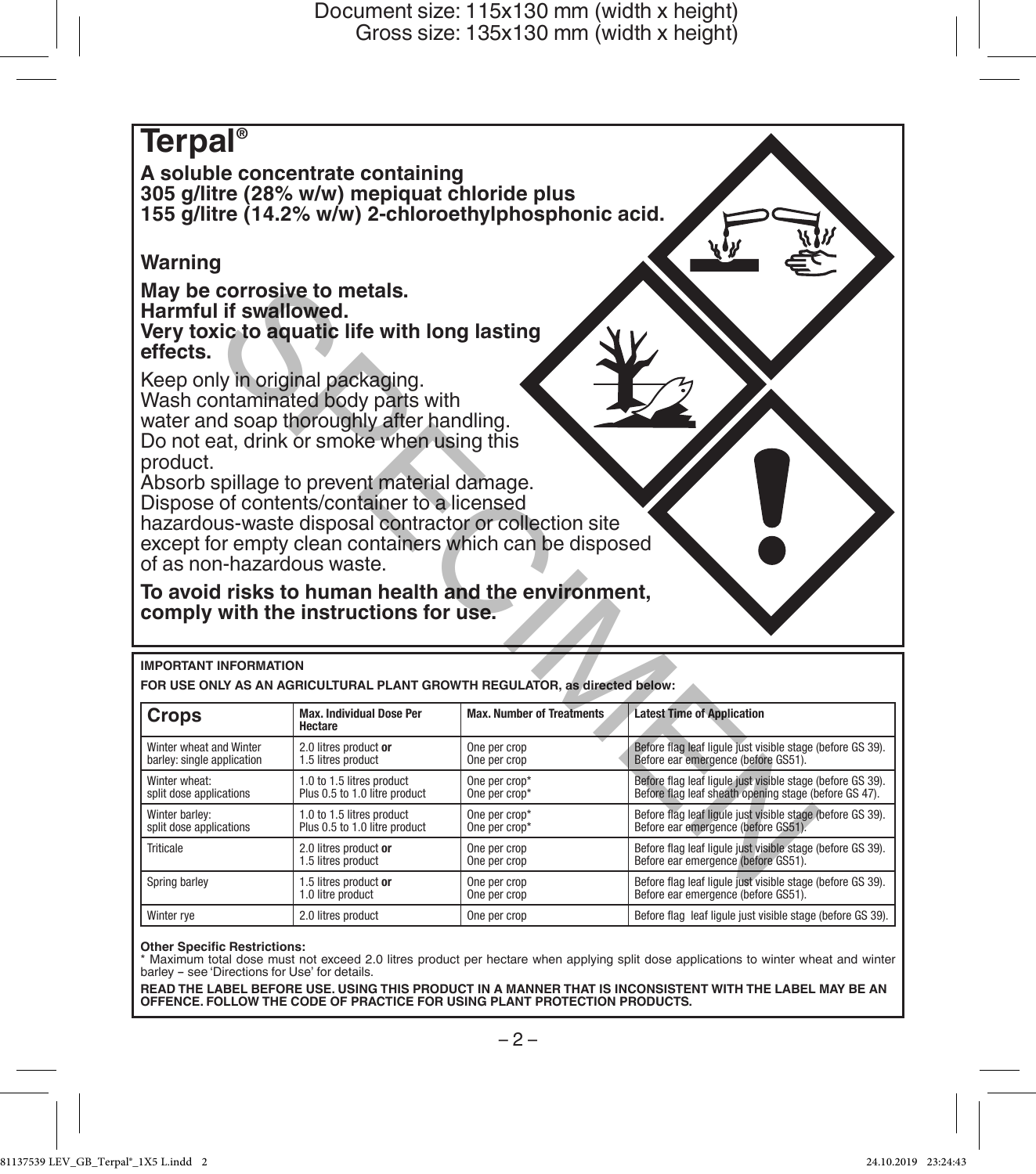# Terpal®

**A soluble concentrate containing 305 g/litre (28% w/w) mepiquat chloride plus 155 g/litre (14.2% w/w) 2-chloroethylphosphonic acid.**

**Warning**

**May be corrosive to metals.**
**Harmful if swallowed.**
**Very toxic to aquatic life with long lasting effects.**

Keep only in original packaging.
Wash contaminated body parts with water and soap thoroughly after handling.
Do not eat, drink or smoke when using this product.
Absorb spillage to prevent material damage.
Dispose of contents/container to a licensed hazardous-waste disposal contractor or collection site except for empty clean containers which can be disposed of as non-hazardous waste.

**To avoid risks to human health and the environment, comply with the instructions for use.**

**IMPORTANT INFORMATION**

**FOR USE ONLY AS AN AGRICULTURAL PLANT GROWTH REGULATOR, as directed below:**

| Crops | Max. Individual Dose Per Hectare | Max. Number of Treatments | Latest Time of Application |
|---|---|---|---|
| Winter wheat and Winter barley: single application | 2.0 litres product **or** 1.5 litres product | One per crop One per crop | Before flag leaf ligule just visible stage (before GS 39). Before ear emergence (before GS51). |
| Winter wheat: split dose applications | 1.0 to 1.5 litres product Plus 0.5 to 1.0 litre product | One per crop* One per crop* | Before flag leaf ligule just visible stage (before GS 39). Before flag leaf sheath opening stage (before GS 47). |
| Winter barley: split dose applications | 1.0 to 1.5 litres product Plus 0.5 to 1.0 litre product | One per crop* One per crop* | Before flag leaf ligule just visible stage (before GS 39). Before ear emergence (before GS51). |
| Triticale | 2.0 litres product **or** 1.5 litres product | One per crop One per crop | Before flag leaf ligule just visible stage (before GS 39). Before ear emergence (before GS51). |
| Spring barley | 1.5 litres product **or** 1.0 litre product | One per crop One per crop | Before flag leaf ligule just visible stage (before GS 39). Before ear emergence (before GS51). |
| Winter rye | 2.0 litres product | One per crop | Before flag leaf ligule just visible stage (before GS 39). |

**Other Specific Restrictions:**
* Maximum total dose must not exceed 2.0 litres product per hectare when applying split dose applications to winter wheat and winter barley – see 'Directions for Use' for details.

**READ THE LABEL BEFORE USE. USING THIS PRODUCT IN A MANNER THAT IS INCONSISTENT WITH THE LABEL MAY BE AN OFFENCE. FOLLOW THE CODE OF PRACTICE FOR USING PLANT PROTECTION PRODUCTS.**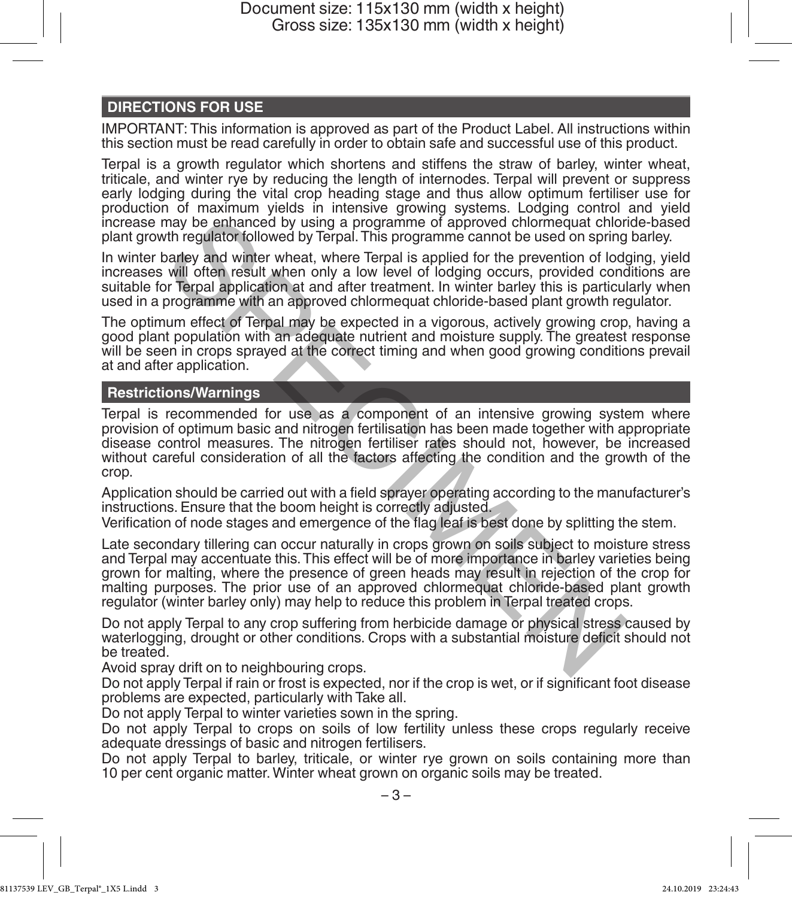## DIRECTIONS FOR USE

IMPORTANT: This information is approved as part of the Product Label. All instructions within this section must be read carefully in order to obtain safe and successful use of this product.

Terpal is a growth regulator which shortens and stiffens the straw of barley, winter wheat, triticale, and winter rye by reducing the length of internodes. Terpal will prevent or suppress early lodging during the vital crop heading stage and thus allow optimum fertiliser use for production of maximum yields in intensive growing systems. Lodging control and yield increase may be enhanced by using a programme of approved chlormequat chloride-based plant growth regulator followed by Terpal. This programme cannot be used on spring barley.

In winter barley and winter wheat, where Terpal is applied for the prevention of lodging, yield increases will often result when only a low level of lodging occurs, provided conditions are suitable for Terpal application at and after treatment. In winter barley this is particularly when used in a programme with an approved chlormequat chloride-based plant growth regulator.

The optimum effect of Terpal may be expected in a vigorous, actively growing crop, having a good plant population with an adequate nutrient and moisture supply. The greatest response will be seen in crops sprayed at the correct timing and when good growing conditions prevail at and after application.

### Restrictions/Warnings

Terpal is recommended for use as a component of an intensive growing system where provision of optimum basic and nitrogen fertilisation has been made together with appropriate disease control measures. The nitrogen fertiliser rates should not, however, be increased without careful consideration of all the factors affecting the condition and the growth of the crop.

Application should be carried out with a field sprayer operating according to the manufacturer's instructions. Ensure that the boom height is correctly adjusted.
Verification of node stages and emergence of the flag leaf is best done by splitting the stem.

Late secondary tillering can occur naturally in crops grown on soils subject to moisture stress and Terpal may accentuate this. This effect will be of more importance in barley varieties being grown for malting, where the presence of green heads may result in rejection of the crop for malting purposes. The prior use of an approved chlormequat chloride-based plant growth regulator (winter barley only) may help to reduce this problem in Terpal treated crops.

Do not apply Terpal to any crop suffering from herbicide damage or physical stress caused by waterlogging, drought or other conditions. Crops with a substantial moisture deficit should not be treated.
Avoid spray drift on to neighbouring crops.
Do not apply Terpal if rain or frost is expected, nor if the crop is wet, or if significant foot disease problems are expected, particularly with Take all.
Do not apply Terpal to winter varieties sown in the spring.
Do not apply Terpal to crops on soils of low fertility unless these crops regularly receive adequate dressings of basic and nitrogen fertilisers.
Do not apply Terpal to barley, triticale, or winter rye grown on soils containing more than 10 per cent organic matter. Winter wheat grown on organic soils may be treated.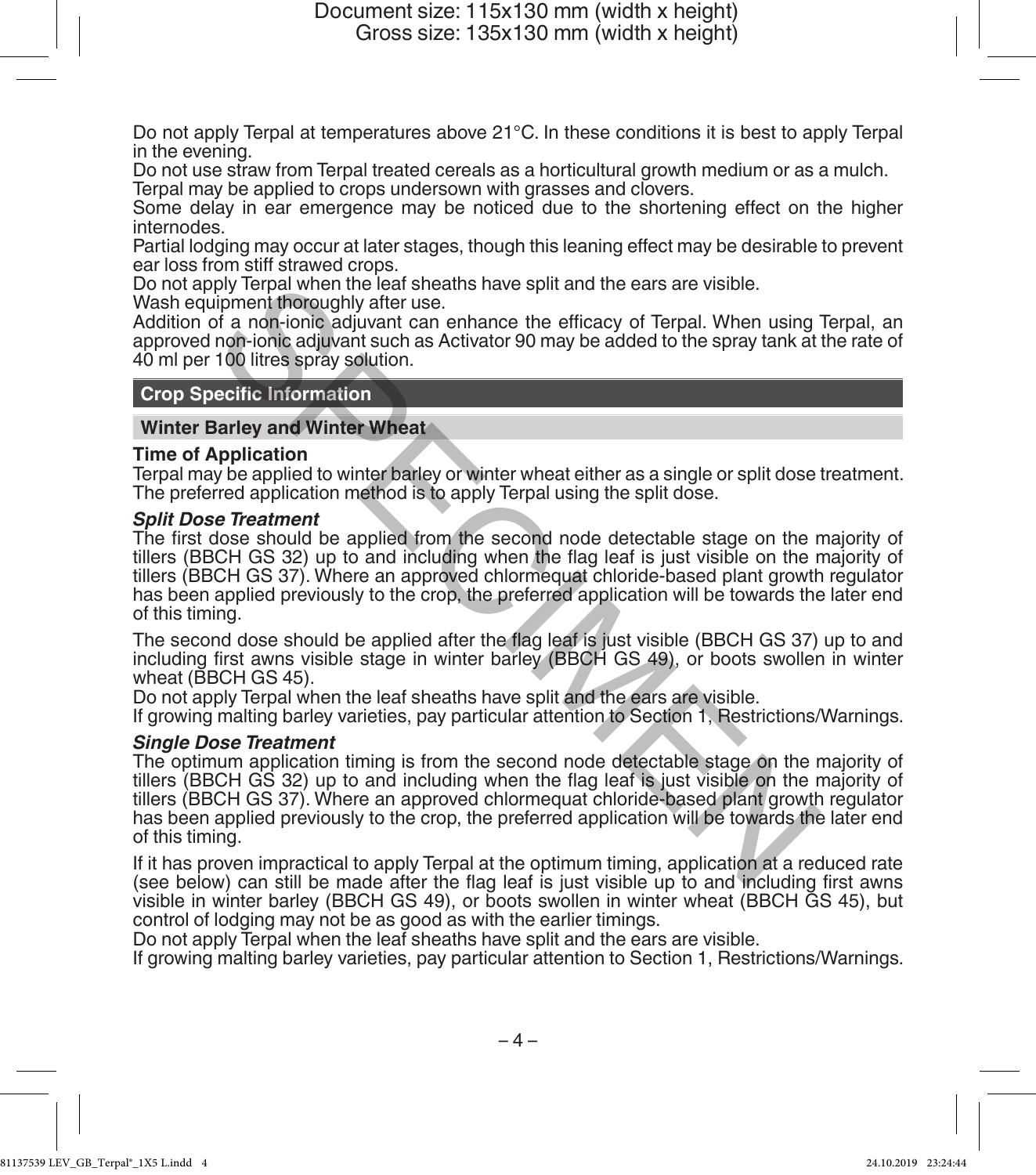Do not apply Terpal at temperatures above 21°C. In these conditions it is best to apply Terpal in the evening.
Do not use straw from Terpal treated cereals as a horticultural growth medium or as a mulch.
Terpal may be applied to crops undersown with grasses and clovers.
Some delay in ear emergence may be noticed due to the shortening effect on the higher internodes.
Partial lodging may occur at later stages, though this leaning effect may be desirable to prevent ear loss from stiff strawed crops.
Do not apply Terpal when the leaf sheaths have split and the ears are visible.
Wash equipment thoroughly after use.
Addition of a non-ionic adjuvant can enhance the efficacy of Terpal. When using Terpal, an approved non-ionic adjuvant such as Activator 90 may be added to the spray tank at the rate of 40 ml per 100 litres spray solution.

## Crop Specific Information

### Winter Barley and Winter Wheat

**Time of Application**
Terpal may be applied to winter barley or winter wheat either as a single or split dose treatment. The preferred application method is to apply Terpal using the split dose.

***Split Dose Treatment***
The first dose should be applied from the second node detectable stage on the majority of tillers (BBCH GS 32) up to and including when the flag leaf is just visible on the majority of tillers (BBCH GS 37). Where an approved chlormequat chloride-based plant growth regulator has been applied previously to the crop, the preferred application will be towards the later end of this timing.

The second dose should be applied after the flag leaf is just visible (BBCH GS 37) up to and including first awns visible stage in winter barley (BBCH GS 49), or boots swollen in winter wheat (BBCH GS 45).
Do not apply Terpal when the leaf sheaths have split and the ears are visible.
If growing malting barley varieties, pay particular attention to Section 1, Restrictions/Warnings.

***Single Dose Treatment***
The optimum application timing is from the second node detectable stage on the majority of tillers (BBCH GS 32) up to and including when the flag leaf is just visible on the majority of tillers (BBCH GS 37). Where an approved chlormequat chloride-based plant growth regulator has been applied previously to the crop, the preferred application will be towards the later end of this timing.

If it has proven impractical to apply Terpal at the optimum timing, application at a reduced rate (see below) can still be made after the flag leaf is just visible up to and including first awns visible in winter barley (BBCH GS 49), or boots swollen in winter wheat (BBCH GS 45), but control of lodging may not be as good as with the earlier timings.
Do not apply Terpal when the leaf sheaths have split and the ears are visible.
If growing malting barley varieties, pay particular attention to Section 1, Restrictions/Warnings.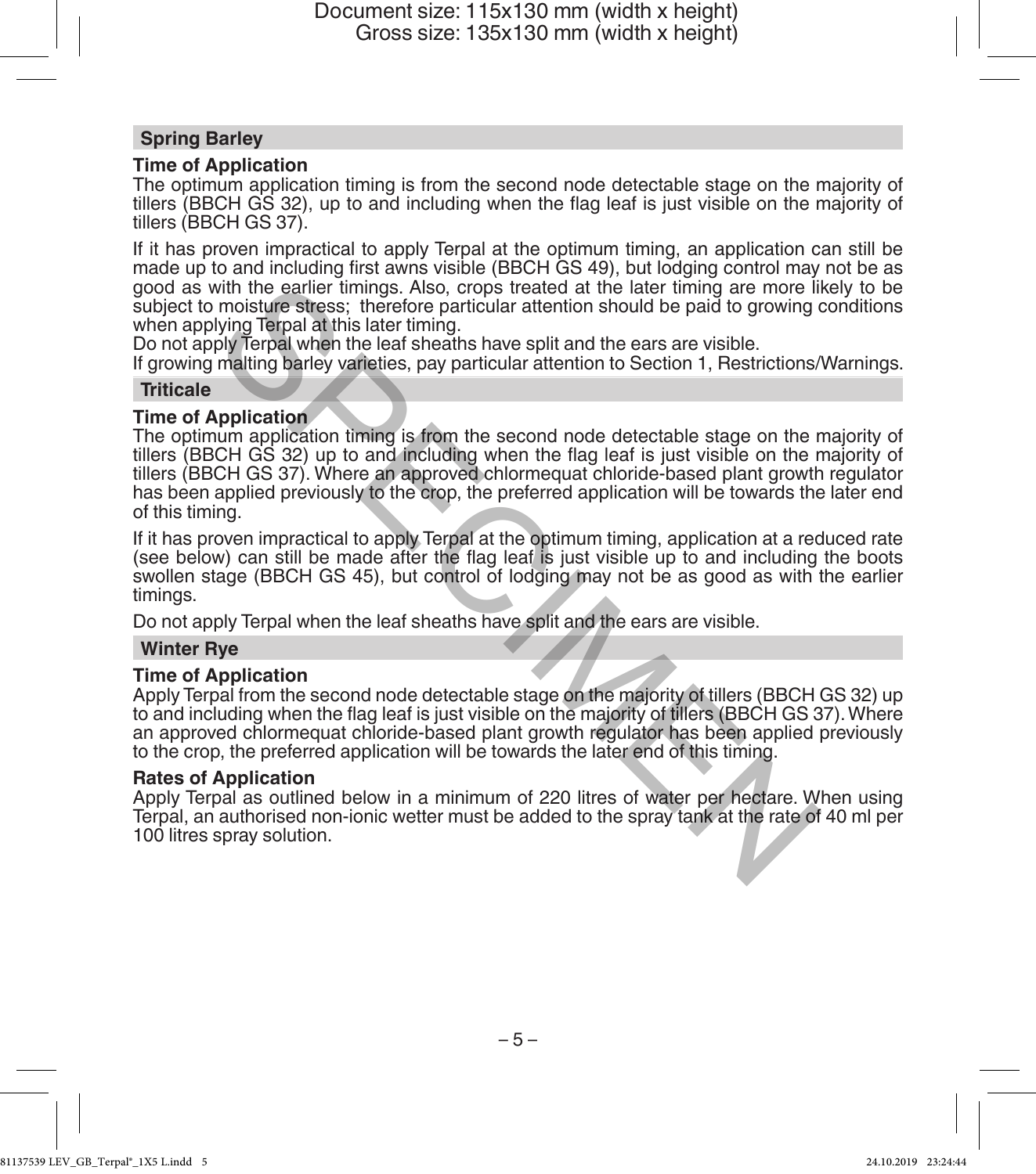## Spring Barley

### Time of Application

The optimum application timing is from the second node detectable stage on the majority of tillers (BBCH GS 32), up to and including when the flag leaf is just visible on the majority of tillers (BBCH GS 37).

If it has proven impractical to apply Terpal at the optimum timing, an application can still be made up to and including first awns visible (BBCH GS 49), but lodging control may not be as good as with the earlier timings. Also, crops treated at the later timing are more likely to be subject to moisture stress; therefore particular attention should be paid to growing conditions when applying Terpal at this later timing.

Do not apply Terpal when the leaf sheaths have split and the ears are visible.

If growing malting barley varieties, pay particular attention to Section 1, Restrictions/Warnings.

## Triticale

### Time of Application

The optimum application timing is from the second node detectable stage on the majority of tillers (BBCH GS 32) up to and including when the flag leaf is just visible on the majority of tillers (BBCH GS 37). Where an approved chlormequat chloride-based plant growth regulator has been applied previously to the crop, the preferred application will be towards the later end of this timing.

If it has proven impractical to apply Terpal at the optimum timing, application at a reduced rate (see below) can still be made after the flag leaf is just visible up to and including the boots swollen stage (BBCH GS 45), but control of lodging may not be as good as with the earlier timings.

Do not apply Terpal when the leaf sheaths have split and the ears are visible.

## Winter Rye

### Time of Application

Apply Terpal from the second node detectable stage on the majority of tillers (BBCH GS 32) up to and including when the flag leaf is just visible on the majority of tillers (BBCH GS 37). Where an approved chlormequat chloride-based plant growth regulator has been applied previously to the crop, the preferred application will be towards the later end of this timing.

### Rates of Application

Apply Terpal as outlined below in a minimum of 220 litres of water per hectare. When using Terpal, an authorised non-ionic wetter must be added to the spray tank at the rate of 40 ml per 100 litres spray solution.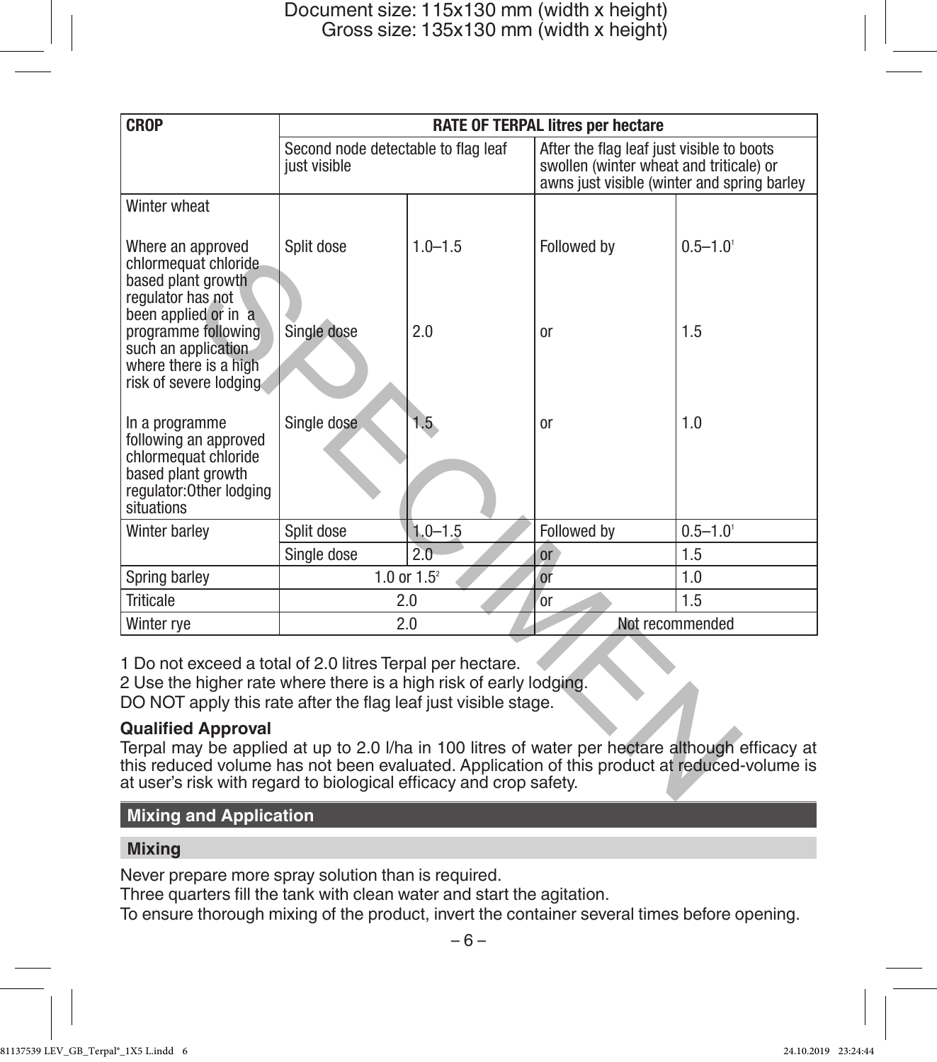| CROP | RATE OF TERPAL litres per hectare | | | |
|---|---|---|---|---|
| | Second node detectable to flag leaf just visible | | After the flag leaf just visible to boots swollen (winter wheat and triticale) or awns just visible (winter and spring barley | |
| Winter wheat | | | | |
| Where an approved chlormequat chloride based plant growth regulator has not been applied or in a programme following such an application where there is a high risk of severe lodging | Split dose | 1.0–1.5 | Followed by | 0.5–1.0[1] |
| | Single dose | 2.0 | or | 1.5 |
| In a programme following an approved chlormequat chloride based plant growth regulator:Other lodging situations | Single dose | 1.5 | or | 1.0 |
| Winter barley | Split dose | 1.0–1.5 | Followed by | 0.5–1.0[1] |
| | Single dose | 2.0 | or | 1.5 |
| Spring barley | 1.0 or 1.5[2] | | or | 1.0 |
| Triticale | 2.0 | | or | 1.5 |
| Winter rye | 2.0 | | Not recommended | |

1 Do not exceed a total of 2.0 litres Terpal per hectare.
2 Use the higher rate where there is a high risk of early lodging.
DO NOT apply this rate after the flag leaf just visible stage.

**Qualified Approval**
Terpal may be applied at up to 2.0 l/ha in 100 litres of water per hectare although efficacy at this reduced volume has not been evaluated. Application of this product at reduced-volume is at user's risk with regard to biological efficacy and crop safety.

## Mixing and Application

### Mixing

Never prepare more spray solution than is required.
Three quarters fill the tank with clean water and start the agitation.
To ensure thorough mixing of the product, invert the container several times before opening.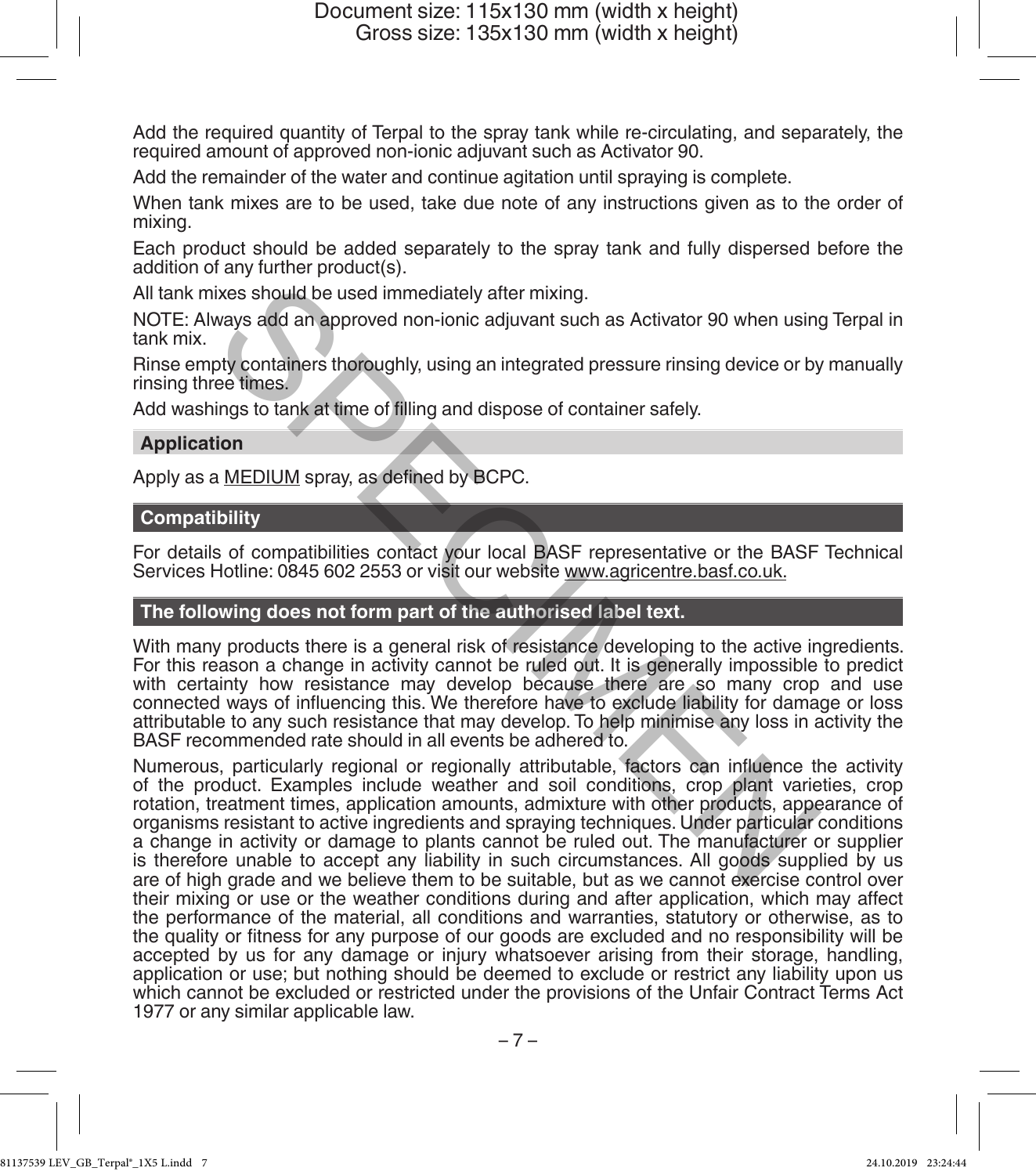Add the required quantity of Terpal to the spray tank while re-circulating, and separately, the required amount of approved non-ionic adjuvant such as Activator 90.

Add the remainder of the water and continue agitation until spraying is complete.

When tank mixes are to be used, take due note of any instructions given as to the order of mixing.

Each product should be added separately to the spray tank and fully dispersed before the addition of any further product(s).

All tank mixes should be used immediately after mixing.

NOTE: Always add an approved non-ionic adjuvant such as Activator 90 when using Terpal in tank mix.

Rinse empty containers thoroughly, using an integrated pressure rinsing device or by manually rinsing three times.

Add washings to tank at time of filling and dispose of container safely.

## Application

Apply as a MEDIUM spray, as defined by BCPC.

## Compatibility

For details of compatibilities contact your local BASF representative or the BASF Technical Services Hotline: 0845 602 2553 or visit our website www.agricentre.basf.co.uk.

## The following does not form part of the authorised label text.

With many products there is a general risk of resistance developing to the active ingredients. For this reason a change in activity cannot be ruled out. It is generally impossible to predict with certainty how resistance may develop because there are so many crop and use connected ways of influencing this. We therefore have to exclude liability for damage or loss attributable to any such resistance that may develop. To help minimise any loss in activity the BASF recommended rate should in all events be adhered to.

Numerous, particularly regional or regionally attributable, factors can influence the activity of the product. Examples include weather and soil conditions, crop plant varieties, crop rotation, treatment times, application amounts, admixture with other products, appearance of organisms resistant to active ingredients and spraying techniques. Under particular conditions a change in activity or damage to plants cannot be ruled out. The manufacturer or supplier is therefore unable to accept any liability in such circumstances. All goods supplied by us are of high grade and we believe them to be suitable, but as we cannot exercise control over their mixing or use or the weather conditions during and after application, which may affect the performance of the material, all conditions and warranties, statutory or otherwise, as to the quality or fitness for any purpose of our goods are excluded and no responsibility will be accepted by us for any damage or injury whatsoever arising from their storage, handling, application or use; but nothing should be deemed to exclude or restrict any liability upon us which cannot be excluded or restricted under the provisions of the Unfair Contract Terms Act 1977 or any similar applicable law.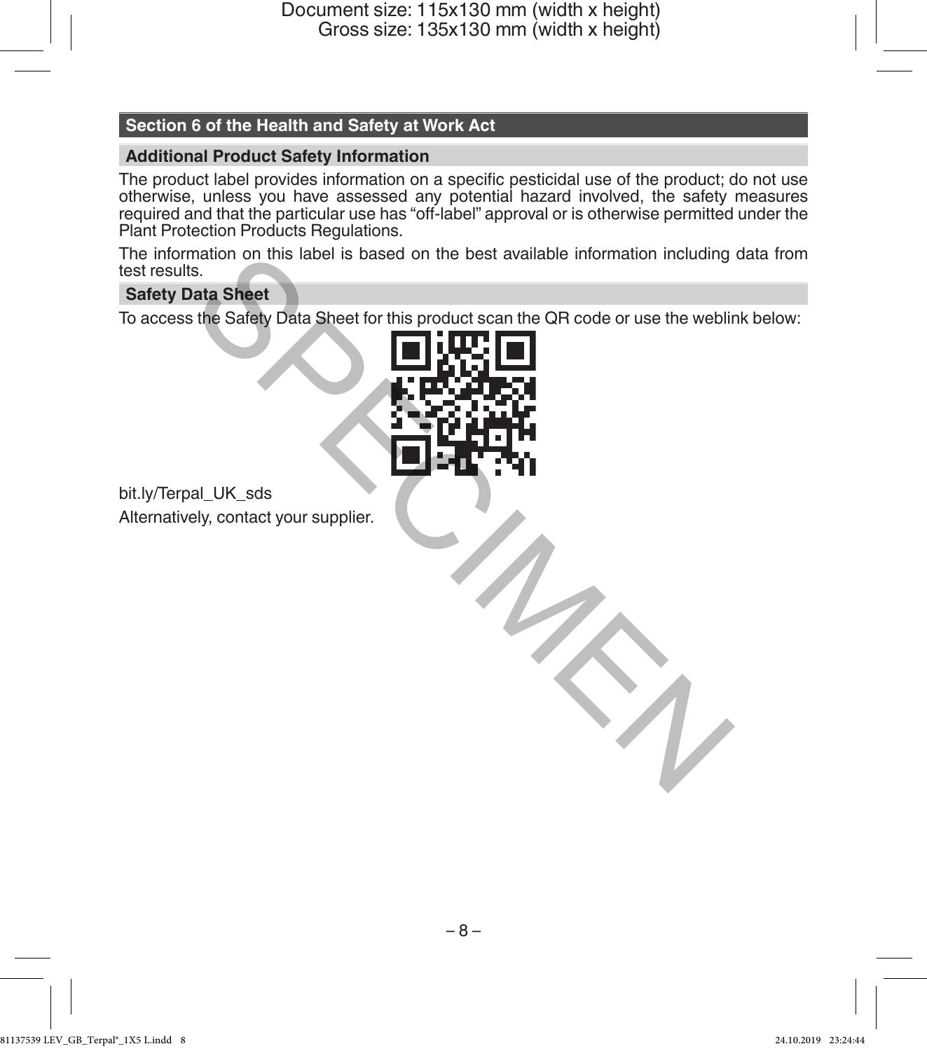## Section 6 of the Health and Safety at Work Act

### Additional Product Safety Information

The product label provides information on a specific pesticidal use of the product; do not use otherwise, unless you have assessed any potential hazard involved, the safety measures required and that the particular use has "off-label" approval or is otherwise permitted under the Plant Protection Products Regulations.

The information on this label is based on the best available information including data from test results.

### Safety Data Sheet

To access the Safety Data Sheet for this product scan the QR code or use the weblink below:

bit.ly/Terpal_UK_sds

Alternatively, contact your supplier.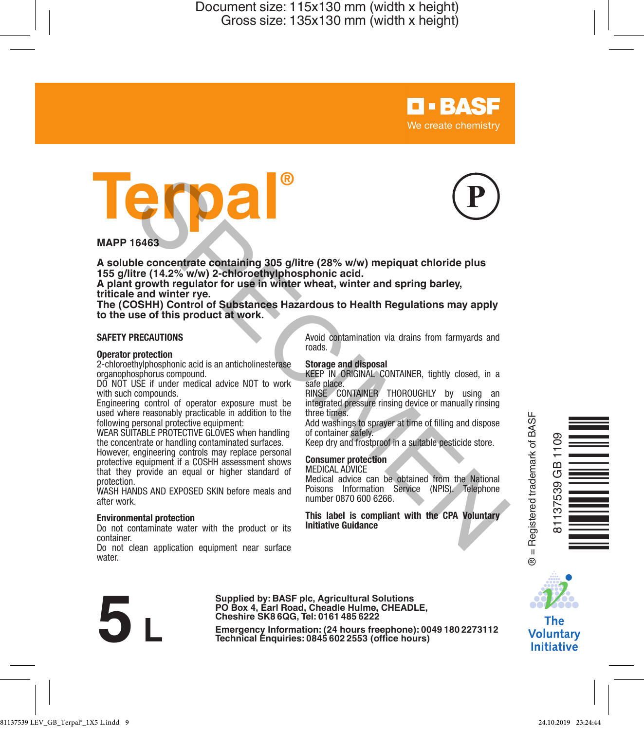Document size: 115x130 mm (width x height)
Gross size: 135x130 mm (width x height)

BASF
We create chemistry

# Terpal®

(P)

**MAPP 16463**

**A soluble concentrate containing 305 g/litre (28% w/w) mepiquat chloride plus 155 g/litre (14.2% w/w) 2-chloroethylphosphonic acid.**
**A plant growth regulator for use in winter wheat, winter and spring barley, triticale and winter rye.**
**The (COSHH) Control of Substances Hazardous to Health Regulations may apply to the use of this product at work.**

SPECIMEN

## SAFETY PRECAUTIONS

### Operator protection

2-chloroethylphosphonic acid is an anticholinesterase organophosphorus compound.
DO NOT USE if under medical advice NOT to work with such compounds.
Engineering control of operator exposure must be used where reasonably practicable in addition to the following personal protective equipment:
WEAR SUITABLE PROTECTIVE GLOVES when handling the concentrate or handling contaminated surfaces.
However, engineering controls may replace personal protective equipment if a COSHH assessment shows that they provide an equal or higher standard of protection.
WASH HANDS AND EXPOSED SKIN before meals and after work.

### Environmental protection

Do not contaminate water with the product or its container.
Do not clean application equipment near surface water.
Avoid contamination via drains from farmyards and roads.

### Storage and disposal

KEEP IN ORIGINAL CONTAINER, tightly closed, in a safe place.
RINSE CONTAINER THOROUGHLY by using an integrated pressure rinsing device or manually rinsing three times.
Add washings to sprayer at time of filling and dispose of container safely.
Keep dry and frostproof in a suitable pesticide store.

### Consumer protection

MEDICAL ADVICE
Medical advice can be obtained from the National Poisons Information Service (NPIS). Telephone number 0870 600 6266.

**This label is compliant with the CPA Voluntary Initiative Guidance**

® = Registered trademark of BASF

81137539 GB 1109

**5 L**

**Supplied by: BASF plc, Agricultural Solutions**
**PO Box 4, Earl Road, Cheadle Hulme, CHEADLE, Cheshire SK8 6QG, Tel: 0161 485 6222**

**Emergency Information: (24 hours freephone): 0049 180 2273112**
**Technical Enquiries: 0845 602 2553 (office hours)**

The Voluntary Initiative